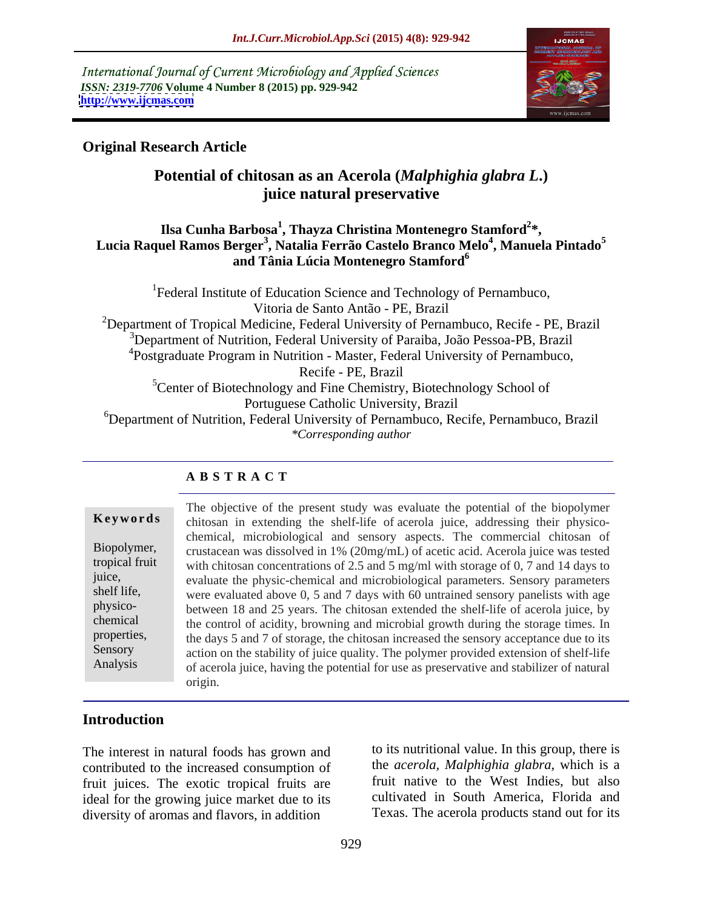International Journal of Current Microbiology and Applied Sciences
*ISSN: 2319-7706* **Volume 4 Number 8 (2015) pp. 929-942**
**http://www.ijcmas.com**

**Original Research Article**

# Potential of chitosan as an Acerola (*Malphighia glabra L.*) juice natural preservative

**Ilsa Cunha Barbosa[1], Thayza Christina Montenegro Stamford[2]*, Lucia Raquel Ramos Berger[3], Natalia Ferrão Castelo Branco Melo[4], Manuela Pintado[5] and Tânia Lúcia Montenegro Stamford[6]**

[1]Federal Institute of Education Science and Technology of Pernambuco, Vitoria de Santo Antão - PE, Brazil
[2]Department of Tropical Medicine, Federal University of Pernambuco, Recife - PE, Brazil
[3]Department of Nutrition, Federal University of Paraiba, João Pessoa-PB, Brazil
[4]Postgraduate Program in Nutrition - Master, Federal University of Pernambuco, Recife - PE, Brazil
[5]Center of Biotechnology and Fine Chemistry, Biotechnology School of Portuguese Catholic University, Brazil
[6]Department of Nutrition, Federal University of Pernambuco, Recife, Pernambuco, Brazil
*\*Corresponding author*

## A B S T R A C T

**Keywords**

Biopolymer, tropical fruit juice, shelf life, physico-chemical properties, Sensory Analysis

The objective of the present study was evaluate the potential of the biopolymer chitosan in extending the shelf-life of acerola juice, addressing their physico-chemical, microbiological and sensory aspects. The commercial chitosan of crustacean was dissolved in 1% (20mg/mL) of acetic acid. Acerola juice was tested with chitosan concentrations of 2.5 and 5 mg/ml with storage of 0, 7 and 14 days to evaluate the physic-chemical and microbiological parameters. Sensory parameters were evaluated above 0, 5 and 7 days with 60 untrained sensory panelists with age between 18 and 25 years. The chitosan extended the shelf-life of acerola juice, by the control of acidity, browning and microbial growth during the storage times. In the days 5 and 7 of storage, the chitosan increased the sensory acceptance due to its action on the stability of juice quality. The polymer provided extension of shelf-life of acerola juice, having the potential for use as preservative and stabilizer of natural origin.

## Introduction

The interest in natural foods has grown and contributed to the increased consumption of fruit juices. The exotic tropical fruits are ideal for the growing juice market due to its diversity of aromas and flavors, in addition to its nutritional value. In this group, there is the *acerola*, *Malphighia glabra*, which is a fruit native to the West Indies, but also cultivated in South America, Florida and Texas. The acerola products stand out for its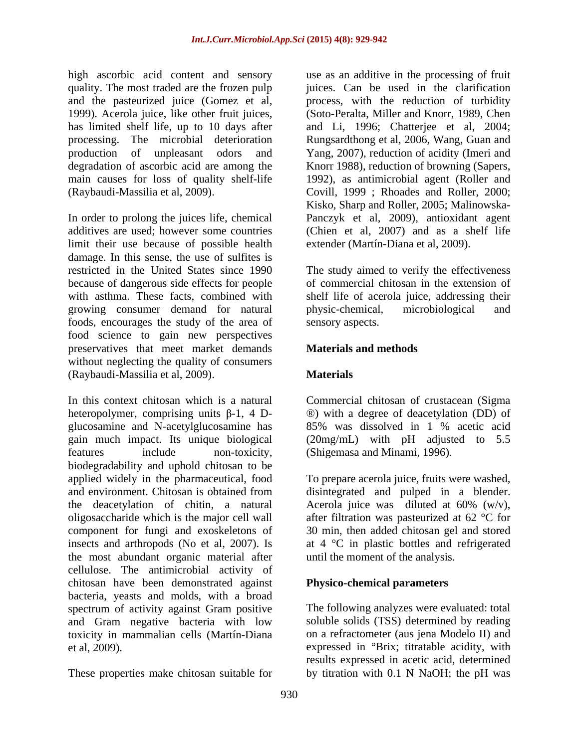high ascorbic acid content and sensory quality. The most traded are the frozen pulp and the pasteurized juice (Gomez et al, 1999). Acerola juice, like other fruit juices, has limited shelf life, up to 10 days after processing. The microbial deterioration production of unpleasant odors and degradation of ascorbic acid are among the main causes for loss of quality shelf-life (Raybaudi-Massilia et al, 2009).

In order to prolong the juices life, chemical additives are used; however some countries limit their use because of possible health damage. In this sense, the use of sulfites is restricted in the United States since 1990 because of dangerous side effects for people with asthma. These facts, combined with growing consumer demand for natural foods, encourages the study of the area of food science to gain new perspectives preservatives that meet market demands without neglecting the quality of consumers (Raybaudi-Massilia et al, 2009).

In this context chitosan which is a natural heteropolymer, comprising units β-1, 4 D-glucosamine and N-acetylglucosamine has gain much impact. Its unique biological features include non-toxicity, biodegradability and uphold chitosan to be applied widely in the pharmaceutical, food and environment. Chitosan is obtained from the deacetylation of chitin, a natural oligosaccharide which is the major cell wall component for fungi and exoskeletons of insects and arthropods (No et al, 2007). Is the most abundant organic material after cellulose. The antimicrobial activity of chitosan have been demonstrated against bacteria, yeasts and molds, with a broad spectrum of activity against Gram positive and Gram negative bacteria with low toxicity in mammalian cells (Martín-Diana et al, 2009).

These properties make chitosan suitable for use as an additive in the processing of fruit juices. Can be used in the clarification process, with the reduction of turbidity (Soto-Peralta, Miller and Knorr, 1989, Chen and Li, 1996; Chatterjee et al, 2004; Rungsardthong et al, 2006, Wang, Guan and Yang, 2007), reduction of acidity (Imeri and Knorr 1988), reduction of browning (Sapers, 1992), as antimicrobial agent (Roller and Covill, 1999 ; Rhoades and Roller, 2000; Kisko, Sharp and Roller, 2005; Malinowska-Panczyk et al, 2009), antioxidant agent (Chien et al, 2007) and as a shelf life extender (Martín-Diana et al, 2009).

The study aimed to verify the effectiveness of commercial chitosan in the extension of shelf life of acerola juice, addressing their physic-chemical, microbiological and sensory aspects.

## Materials and methods

### Materials

Commercial chitosan of crustacean (Sigma ®) with a degree of deacetylation (DD) of 85% was dissolved in 1 % acetic acid (20mg/mL) with pH adjusted to 5.5 (Shigemasa and Minami, 1996).

To prepare acerola juice, fruits were washed, disintegrated and pulped in a blender. Acerola juice was diluted at 60% (w/v), after filtration was pasteurized at 62 °C for 30 min, then added chitosan gel and stored at 4 °C in plastic bottles and refrigerated until the moment of the analysis.

### Physico-chemical parameters

The following analyzes were evaluated: total soluble solids (TSS) determined by reading on a refractometer (aus jena Modelo II) and expressed in °Brix; titratable acidity, with results expressed in acetic acid, determined by titration with 0.1 N NaOH; the pH was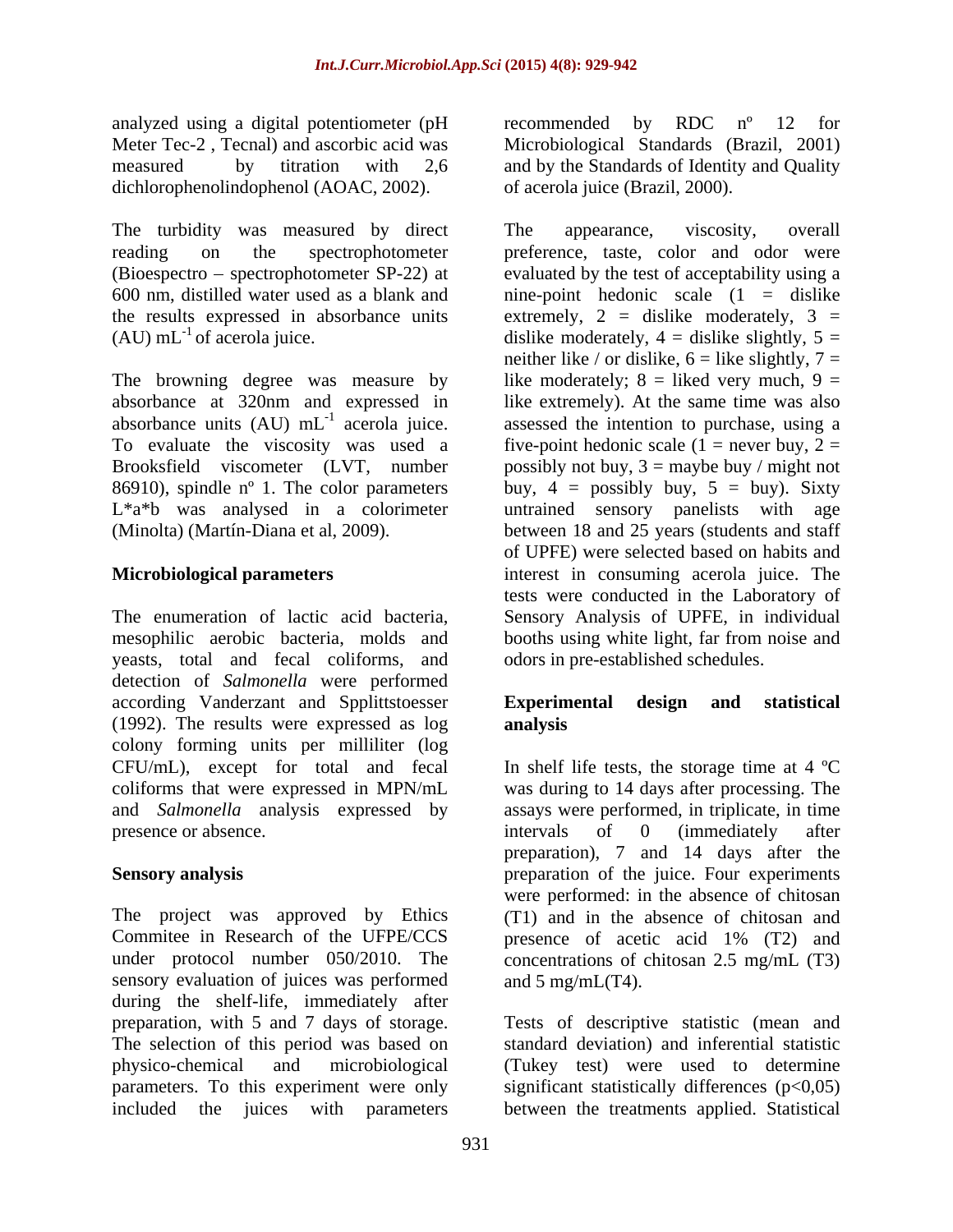analyzed using a digital potentiometer (pH Meter Tec-2 , Tecnal) and ascorbic acid was measured by titration with 2,6 dichlorophenolindophenol (AOAC, 2002).

The turbidity was measured by direct reading on the spectrophotometer (Bioespectro – spectrophotometer SP-22) at 600 nm, distilled water used as a blank and the results expressed in absorbance units (AU) $mL^{-1}$ of acerola juice.

The browning degree was measure by absorbance at 320nm and expressed in absorbance units (AU) $mL^{-1}$ acerola juice. To evaluate the viscosity was used a Brooksfield viscometer (LVT, number 86910), spindle nº 1. The color parameters L*a*b was analysed in a colorimeter (Minolta) (Martín-Diana et al, 2009).

## Microbiological parameters

The enumeration of lactic acid bacteria, mesophilic aerobic bacteria, molds and yeasts, total and fecal coliforms, and detection of *Salmonella* were performed according Vanderzant and Spplittstoesser (1992). The results were expressed as log colony forming units per milliliter (log CFU/mL), except for total and fecal coliforms that were expressed in MPN/mL and *Salmonella* analysis expressed by presence or absence.

## Sensory analysis

The project was approved by Ethics Commitee in Research of the UFPE/CCS under protocol number 050/2010. The sensory evaluation of juices was performed during the shelf-life, immediately after preparation, with 5 and 7 days of storage. The selection of this period was based on physico-chemical and microbiological parameters. To this experiment were only included the juices with parameters recommended by RDC nº 12 for Microbiological Standards (Brazil, 2001) and by the Standards of Identity and Quality of acerola juice (Brazil, 2000).

The appearance, viscosity, overall preference, taste, color and odor were evaluated by the test of acceptability using a nine-point hedonic scale (1 = dislike extremely, 2 = dislike moderately, 3 = dislike moderately, 4 = dislike slightly, 5 = neither like / or dislike, 6 = like slightly, 7 = like moderately; 8 = liked very much, 9 = like extremely). At the same time was also assessed the intention to purchase, using a five-point hedonic scale (1 = never buy, 2 = possibly not buy, 3 = maybe buy / might not buy, 4 = possibly buy, 5 = buy). Sixty untrained sensory panelists with age between 18 and 25 years (students and staff of UPFE) were selected based on habits and interest in consuming acerola juice. The tests were conducted in the Laboratory of Sensory Analysis of UPFE, in individual booths using white light, far from noise and odors in pre-established schedules.

## Experimental design and statistical analysis

In shelf life tests, the storage time at 4 ºC was during to 14 days after processing. The assays were performed, in triplicate, in time intervals of 0 (immediately after preparation), 7 and 14 days after the preparation of the juice. Four experiments were performed: in the absence of chitosan (T1) and in the absence of chitosan and presence of acetic acid 1% (T2) and concentrations of chitosan 2.5 mg/mL (T3) and 5 mg/mL(T4).

Tests of descriptive statistic (mean and standard deviation) and inferential statistic (Tukey test) were used to determine significant statistically differences ($p<0,05$) between the treatments applied. Statistical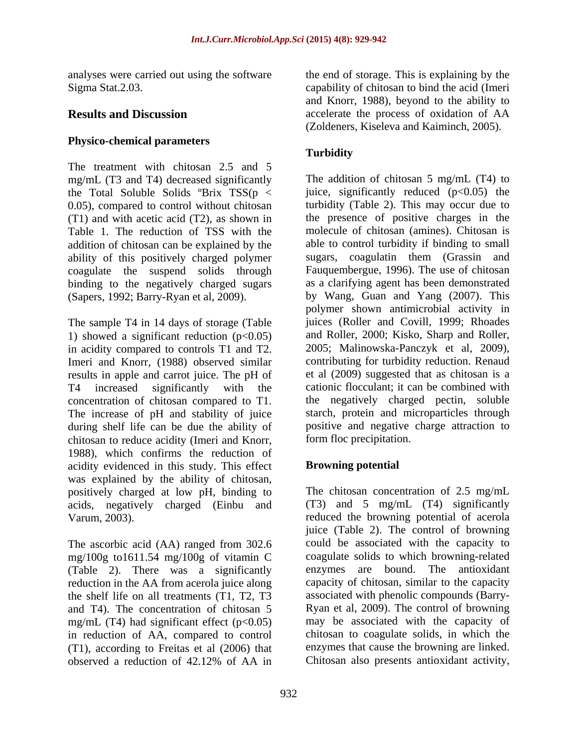analyses were carried out using the software Sigma Stat.2.03.

## Results and Discussion

### Physico-chemical parameters

The treatment with chitosan 2.5 and 5 mg/mL (T3 and T4) decreased significantly the Total Soluble Solids ºBrix TSS($p < 0.05$), compared to control without chitosan (T1) and with acetic acid (T2), as shown in Table 1. The reduction of TSS with the addition of chitosan can be explained by the ability of this positively charged polymer coagulate the suspend solids through binding to the negatively charged sugars (Sapers, 1992; Barry-Ryan et al, 2009).

The sample T4 in 14 days of storage (Table 1) showed a significant reduction ($p<0.05$) in acidity compared to controls T1 and T2. Imeri and Knorr, (1988) observed similar results in apple and carrot juice. The pH of T4 increased significantly with the concentration of chitosan compared to T1. The increase of pH and stability of juice during shelf life can be due the ability of chitosan to reduce acidity (Imeri and Knorr, 1988), which confirms the reduction of acidity evidenced in this study. This effect was explained by the ability of chitosan, positively charged at low pH, binding to acids, negatively charged (Einbu and Varum, 2003).

The ascorbic acid (AA) ranged from 302.6 mg/100g to1611.54 mg/100g of vitamin C (Table 2). There was a significantly reduction in the AA from acerola juice along the shelf life on all treatments (T1, T2, T3 and T4). The concentration of chitosan 5 mg/mL (T4) had significant effect ($p<0.05$) in reduction of AA, compared to control (T1), according to Freitas et al (2006) that observed a reduction of 42.12% of AA in the end of storage. This is explaining by the capability of chitosan to bind the acid (Imeri and Knorr, 1988), beyond to the ability to accelerate the process of oxidation of AA (Zoldeners, Kiseleva and Kaiminch, 2005).

### Turbidity

The addition of chitosan 5 mg/mL (T4) to juice, significantly reduced ($p<0.05$) the turbidity (Table 2). This may occur due to the presence of positive charges in the molecule of chitosan (amines). Chitosan is able to control turbidity if binding to small sugars, coagulatin them (Grassin and Fauquembergue, 1996). The use of chitosan as a clarifying agent has been demonstrated by Wang, Guan and Yang (2007). This polymer shown antimicrobial activity in juices (Roller and Covill, 1999; Rhoades and Roller, 2000; Kisko, Sharp and Roller, 2005; Malinowska-Panczyk et al, 2009), contributing for turbidity reduction. Renaud et al (2009) suggested that as chitosan is a cationic flocculant; it can be combined with the negatively charged pectin, soluble starch, protein and microparticles through positive and negative charge attraction to form floc precipitation.

### Browning potential

The chitosan concentration of 2.5 mg/mL (T3) and 5 mg/mL (T4) significantly reduced the browning potential of acerola juice (Table 2). The control of browning could be associated with the capacity to coagulate solids to which browning-related enzymes are bound. The antioxidant capacity of chitosan, similar to the capacity associated with phenolic compounds (Barry-Ryan et al, 2009). The control of browning may be associated with the capacity of chitosan to coagulate solids, in which the enzymes that cause the browning are linked. Chitosan also presents antioxidant activity,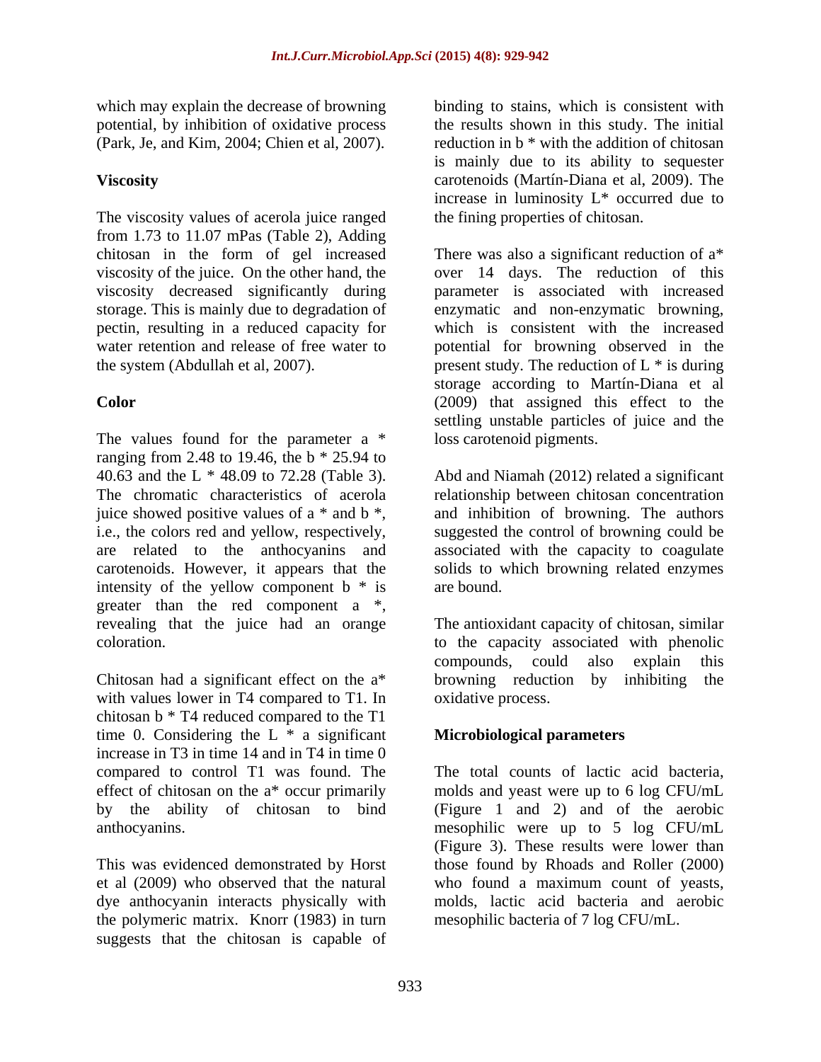which may explain the decrease of browning potential, by inhibition of oxidative process (Park, Je, and Kim, 2004; Chien et al, 2007).

## Viscosity

The viscosity values of acerola juice ranged from 1.73 to 11.07 mPas (Table 2), Adding chitosan in the form of gel increased viscosity of the juice. On the other hand, the viscosity decreased significantly during storage. This is mainly due to degradation of pectin, resulting in a reduced capacity for water retention and release of free water to the system (Abdullah et al, 2007).

## Color

The values found for the parameter a * ranging from 2.48 to 19.46, the b * 25.94 to 40.63 and the L * 48.09 to 72.28 (Table 3). The chromatic characteristics of acerola juice showed positive values of a * and b *, i.e., the colors red and yellow, respectively, are related to the anthocyanins and carotenoids. However, it appears that the intensity of the yellow component b * is greater than the red component a *, revealing that the juice had an orange coloration.

Chitosan had a significant effect on the a* with values lower in T4 compared to T1. In chitosan b * T4 reduced compared to the T1 time 0. Considering the L * a significant increase in T3 in time 14 and in T4 in time 0 compared to control T1 was found. The effect of chitosan on the a* occur primarily by the ability of chitosan to bind anthocyanins.

This was evidenced demonstrated by Horst et al (2009) who observed that the natural dye anthocyanin interacts physically with the polymeric matrix. Knorr (1983) in turn suggests that the chitosan is capable of binding to stains, which is consistent with the results shown in this study. The initial reduction in b * with the addition of chitosan is mainly due to its ability to sequester carotenoids (Martín-Diana et al, 2009). The increase in luminosity L* occurred due to the fining properties of chitosan.

There was also a significant reduction of a* over 14 days. The reduction of this parameter is associated with increased enzymatic and non-enzymatic browning, which is consistent with the increased potential for browning observed in the present study. The reduction of L * is during storage according to Martín-Diana et al (2009) that assigned this effect to the settling unstable particles of juice and the loss carotenoid pigments.

Abd and Niamah (2012) related a significant relationship between chitosan concentration and inhibition of browning. The authors suggested the control of browning could be associated with the capacity to coagulate solids to which browning related enzymes are bound.

The antioxidant capacity of chitosan, similar to the capacity associated with phenolic compounds, could also explain this browning reduction by inhibiting the oxidative process.

## Microbiological parameters

The total counts of lactic acid bacteria, molds and yeast were up to 6 log CFU/mL (Figure 1 and 2) and of the aerobic mesophilic were up to 5 log CFU/mL (Figure 3). These results were lower than those found by Rhoads and Roller (2000) who found a maximum count of yeasts, molds, lactic acid bacteria and aerobic mesophilic bacteria of 7 log CFU/mL.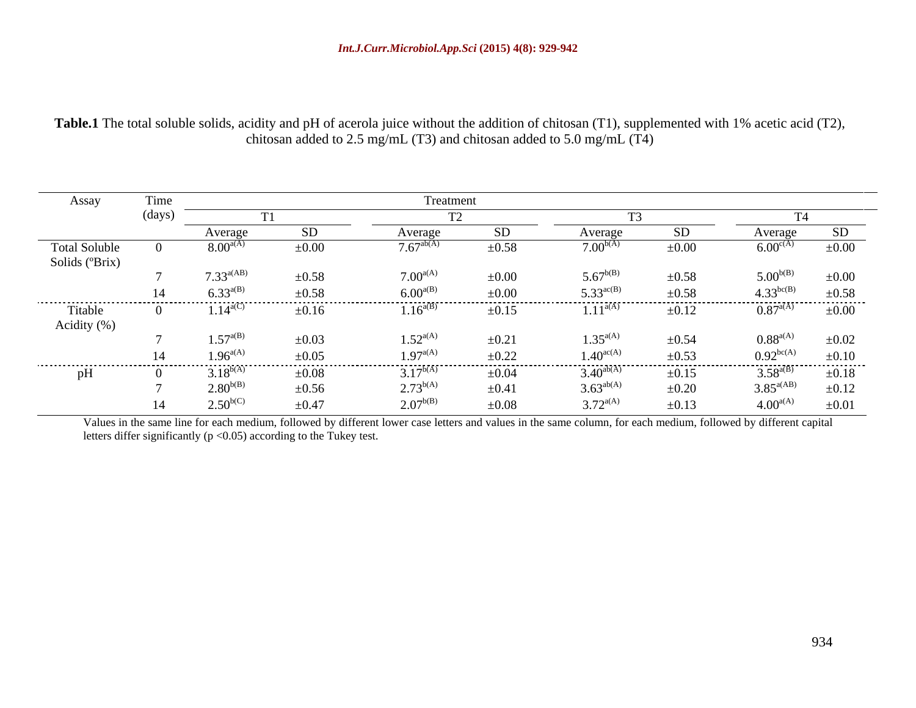**Table.1** The total soluble solids, acidity and pH of acerola juice without the addition of chitosan (T1), supplemented with 1% acetic acid (T2), chitosan added to 2.5 mg/mL (T3) and chitosan added to 5.0 mg/mL (T4)

| Assay | Time (days) | Treatment | | | | | | | |
|---|---|---|---|---|---|---|---|---|---|
| | | T1 | | T2 | | T3 | | T4 | |
| | | Average | SD | Average | SD | Average | SD | Average | SD |
| Total Soluble Solids (ºBrix) | 0 | $8.00^{a(A)}$ | ±0.00 | $7.67^{ab(A)}$ | ±0.58 | $7.00^{b(A)}$ | ±0.00 | $6.00^{c(A)}$ | ±0.00 |
| | 7 | $7.33^{a(AB)}$ | ±0.58 | $7.00^{a(A)}$ | ±0.00 | $5.67^{b(B)}$ | ±0.58 | $5.00^{b(B)}$ | ±0.00 |
| | 14 | $6.33^{a(B)}$ | ±0.58 | $6.00^{a(B)}$ | ±0.00 | $5.33^{ac(B)}$ | ±0.58 | $4.33^{bc(B)}$ | ±0.58 |
| Titable Acidity (%) | 0 | $1.14^{a(C)}$ | ±0.16 | $1.16^{a(B)}$ | ±0.15 | $1.11^{a(A)}$ | ±0.12 | $0.87^{a(A)}$ | ±0.00 |
| | 7 | $1.57^{a(B)}$ | ±0.03 | $1.52^{a(A)}$ | ±0.21 | $1.35^{a(A)}$ | ±0.54 | $0.88^{a(A)}$ | ±0.02 |
| | 14 | $1.96^{a(A)}$ | ±0.05 | $1.97^{a(A)}$ | ±0.22 | $1.40^{ac(A)}$ | ±0.53 | $0.92^{bc(A)}$ | ±0.10 |
| pH | 0 | $3.18^{b(A)}$ | ±0.08 | $3.17^{b(A)}$ | ±0.04 | $3.40^{ab(A)}$ | ±0.15 | $3.58^{a(B)}$ | ±0.18 |
| | 7 | $2.80^{b(B)}$ | ±0.56 | $2.73^{b(A)}$ | ±0.41 | $3.63^{ab(A)}$ | ±0.20 | $3.85^{a(AB)}$ | ±0.12 |
| | 14 | $2.50^{b(C)}$ | ±0.47 | $2.07^{b(B)}$ | ±0.08 | $3.72^{a(A)}$ | ±0.13 | $4.00^{a(A)}$ | ±0.01 |

Values in the same line for each medium, followed by different lower case letters and values in the same column, for each medium, followed by different capital letters differ significantly ($p < 0.05$) according to the Tukey test.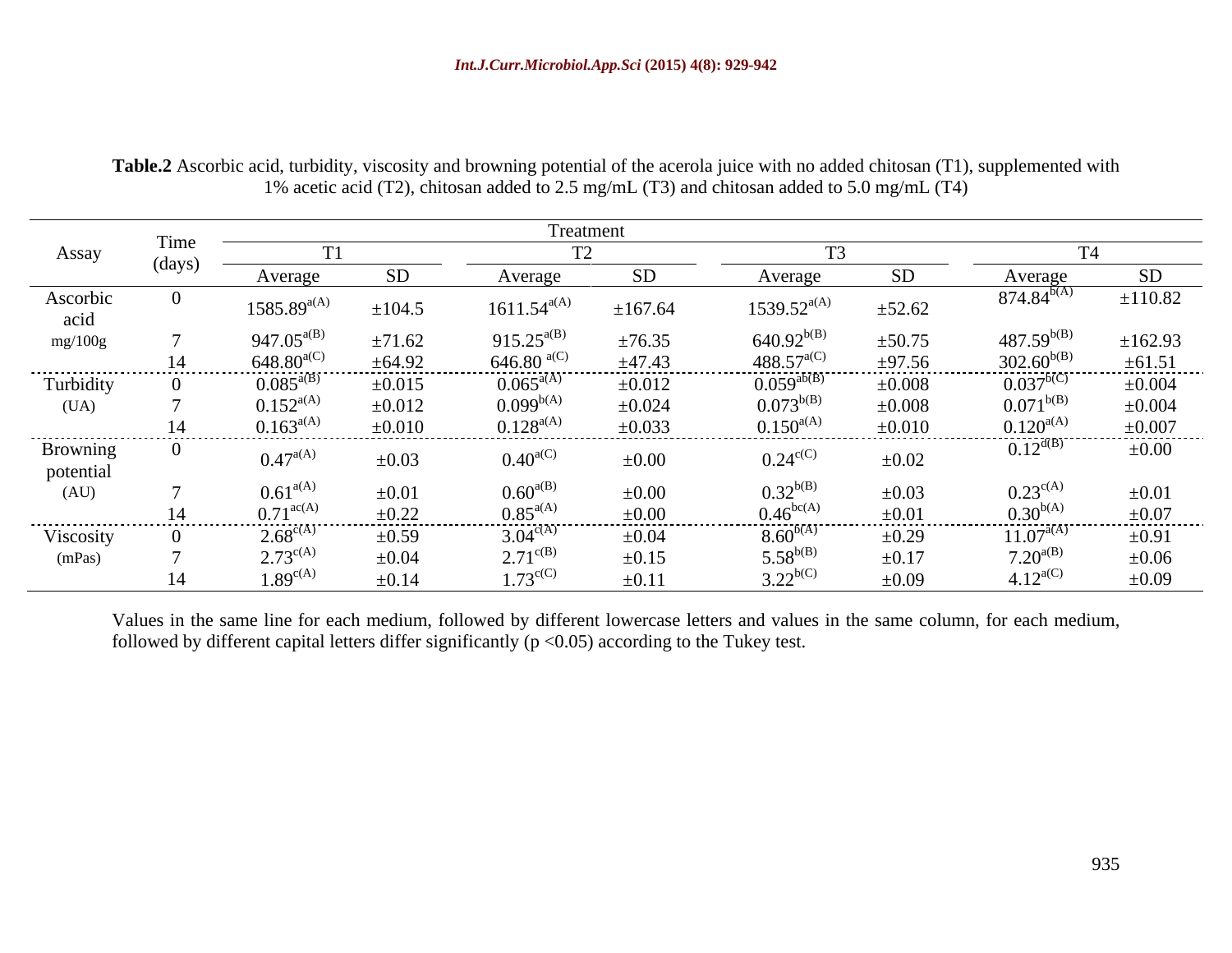**Table.2** Ascorbic acid, turbidity, viscosity and browning potential of the acerola juice with no added chitosan (T1), supplemented with 1% acetic acid (T2), chitosan added to 2.5 mg/mL (T3) and chitosan added to 5.0 mg/mL (T4)

| Assay | Time (days) | Treatment | | | | | | | |
|---|---|---|---|---|---|---|---|---|---|
| | | T1 | | T2 | | T3 | | T4 | |
| | | Average | SD | Average | SD | Average | SD | Average | SD |
| Ascorbic acid mg/100g | 0 | $1585.89^{a(A)}$ | ±104.5 | $1611.54^{a(A)}$ | ±167.64 | $1539.52^{a(A)}$ | ±52.62 | $874.84^{b(A)}$ | ±110.82 |
| | 7 | $947.05^{a(B)}$ | ±71.62 | $915.25^{a(B)}$ | ±76.35 | $640.92^{b(B)}$ | ±50.75 | $487.59^{b(B)}$ | ±162.93 |
| | 14 | $648.80^{a(C)}$ | ±64.92 | $646.80^{a(C)}$ | ±47.43 | $488.57^{a(C)}$ | ±97.56 | $302.60^{b(B)}$ | ±61.51 |
| Turbidity (UA) | 0 | $0.085^{a(B)}$ | ±0.015 | $0.065^{a(A)}$ | ±0.012 | $0.059^{ab(B)}$ | ±0.008 | $0.037^{b(C)}$ | ±0.004 |
| | 7 | $0.152^{a(A)}$ | ±0.012 | $0.099^{b(A)}$ | ±0.024 | $0.073^{b(B)}$ | ±0.008 | $0.071^{b(B)}$ | ±0.004 |
| | 14 | $0.163^{a(A)}$ | ±0.010 | $0.128^{a(A)}$ | ±0.033 | $0.150^{a(A)}$ | ±0.010 | $0.120^{a(A)}$ | ±0.007 |
| Browning potential (AU) | 0 | $0.47^{a(A)}$ | ±0.03 | $0.40^{a(C)}$ | ±0.00 | $0.24^{c(C)}$ | ±0.02 | $0.12^{d(B)}$ | ±0.00 |
| | 7 | $0.61^{a(A)}$ | ±0.01 | $0.60^{a(B)}$ | ±0.00 | $0.32^{b(B)}$ | ±0.03 | $0.23^{c(A)}$ | ±0.01 |
| | 14 | $0.71^{ac(A)}$ | ±0.22 | $0.85^{a(A)}$ | ±0.00 | $0.46^{bc(A)}$ | ±0.01 | $0.30^{b(A)}$ | ±0.07 |
| Viscosity (mPas) | 0 | $2.68^{c(A)}$ | ±0.59 | $3.04^{c(A)}$ | ±0.04 | $8.60^{b(A)}$ | ±0.29 | $11.07^{a(A)}$ | ±0.91 |
| | 7 | $2.73^{c(A)}$ | ±0.04 | $2.71^{c(B)}$ | ±0.15 | $5.58^{b(B)}$ | ±0.17 | $7.20^{a(B)}$ | ±0.06 |
| | 14 | $1.89^{c(A)}$ | ±0.14 | $1.73^{c(C)}$ | ±0.11 | $3.22^{b(C)}$ | ±0.09 | $4.12^{a(C)}$ | ±0.09 |

Values in the same line for each medium, followed by different lowercase letters and values in the same column, for each medium, followed by different capital letters differ significantly ($p < 0.05$) according to the Tukey test.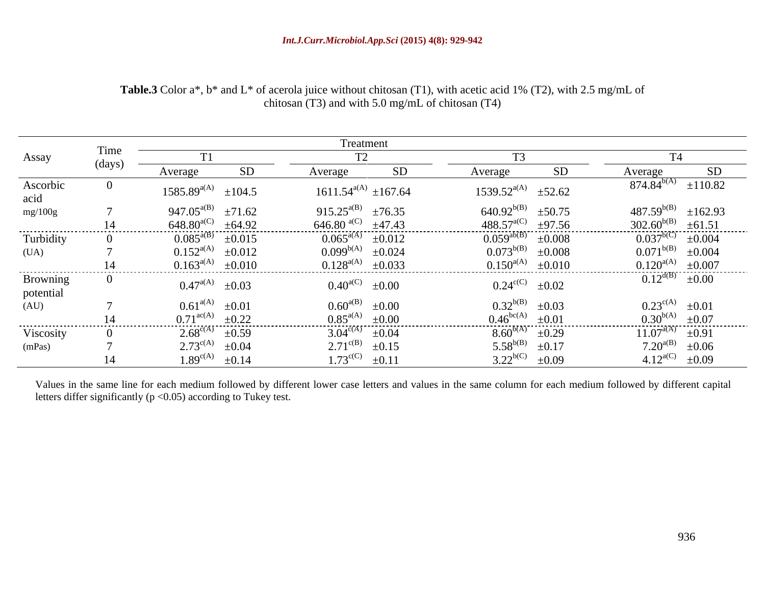**Table.3** Color a*, b* and L* of acerola juice without chitosan (T1), with acetic acid 1% (T2), with 2.5 mg/mL of chitosan (T3) and with 5.0 mg/mL of chitosan (T4)

| Assay | Time (days) | Treatment | | | | | | | |
|---|---|---|---|---|---|---|---|---|---|
| | | T1 | | T2 | | T3 | | T4 | |
| | | Average | SD | Average | SD | Average | SD | Average | SD |
| Ascorbic acid mg/100g | 0 | $1585.89^{a(A)}$ | ±104.5 | $1611.54^{a(A)}$ | ±167.64 | $1539.52^{a(A)}$ | ±52.62 | $874.84^{b(A)}$ | ±110.82 |
| | 7 | $947.05^{a(B)}$ | ±71.62 | $915.25^{a(B)}$ | ±76.35 | $640.92^{b(B)}$ | ±50.75 | $487.59^{b(B)}$ | ±162.93 |
| | 14 | $648.80^{a(C)}$ | ±64.92 | $646.80^{a(C)}$ | ±47.43 | $488.57^{a(C)}$ | ±97.56 | $302.60^{b(B)}$ | ±61.51 |
| Turbidity (UA) | 0 | $0.085^{a(B)}$ | ±0.015 | $0.065^{a(A)}$ | ±0.012 | $0.059^{ab(B)}$ | ±0.008 | $0.037^{b(C)}$ | ±0.004 |
| | 7 | $0.152^{a(A)}$ | ±0.012 | $0.099^{b(A)}$ | ±0.024 | $0.073^{b(B)}$ | ±0.008 | $0.071^{b(B)}$ | ±0.004 |
| | 14 | $0.163^{a(A)}$ | ±0.010 | $0.128^{a(A)}$ | ±0.033 | $0.150^{a(A)}$ | ±0.010 | $0.120^{a(A)}$ | ±0.007 |
| Browning potential (AU) | 0 | $0.47^{a(A)}$ | ±0.03 | $0.40^{a(C)}$ | ±0.00 | $0.24^{c(C)}$ | ±0.02 | $0.12^{d(B)}$ | ±0.00 |
| | 7 | $0.61^{a(A)}$ | ±0.01 | $0.60^{a(B)}$ | ±0.00 | $0.32^{b(B)}$ | ±0.03 | $0.23^{c(A)}$ | ±0.01 |
| | 14 | $0.71^{ac(A)}$ | ±0.22 | $0.85^{a(A)}$ | ±0.00 | $0.46^{bc(A)}$ | ±0.01 | $0.30^{b(A)}$ | ±0.07 |
| Viscosity (mPas) | 0 | $2.68^{c(A)}$ | ±0.59 | $3.04^{c(A)}$ | ±0.04 | $8.60^{b(A)}$ | ±0.29 | $11.07^{a(A)}$ | ±0.91 |
| | 7 | $2.73^{c(A)}$ | ±0.04 | $2.71^{c(B)}$ | ±0.15 | $5.58^{b(B)}$ | ±0.17 | $7.20^{a(B)}$ | ±0.06 |
| | 14 | $1.89^{c(A)}$ | ±0.14 | $1.73^{c(C)}$ | ±0.11 | $3.22^{b(C)}$ | ±0.09 | $4.12^{a(C)}$ | ±0.09 |

Values in the same line for each medium followed by different lower case letters and values in the same column for each medium followed by different capital letters differ significantly ($p < 0.05$) according to Tukey test.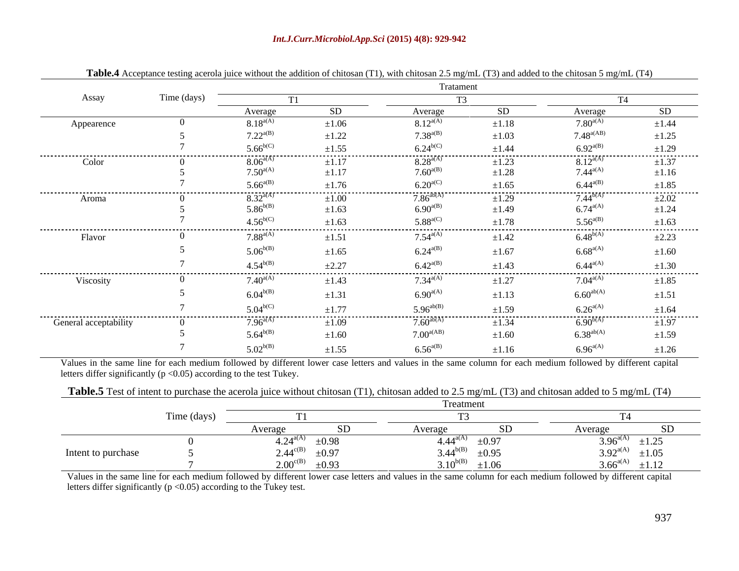**Table.4** Acceptance testing acerola juice without the addition of chitosan (T1), with chitosan 2.5 mg/mL (T3) and added to the chitosan 5 mg/mL (T4)

| Assay | Time (days) | Tratament | | | | | |
|---|---|---|---|---|---|---|---|
| | | T1 | | T3 | | T4 | |
| | | Average | SD | Average | SD | Average | SD |
| Appearence | 0 | $8.18^{a(A)}$ | ±1.06 | $8.12^{a(A)}$ | ±1.18 | $7.80^{a(A)}$ | ±1.44 |
| | 5 | $7.22^{a(B)}$ | ±1.22 | $7.38^{a(B)}$ | ±1.03 | $7.48^{a(AB)}$ | ±1.25 |
| | 7 | $5.66^{b(C)}$ | ±1.55 | $6.24^{b(C)}$ | ±1.44 | $6.92^{a(B)}$ | ±1.29 |
| Color | 0 | $8.06^{a(A)}$ | ±1.17 | $8.28^{a(A)}$ | ±1.23 | $8.12^{a(A)}$ | ±1.37 |
| | 5 | $7.50^{a(A)}$ | ±1.17 | $7.60^{a(B)}$ | ±1.28 | $7.44^{a(A)}$ | ±1.16 |
| | 7 | $5.66^{a(B)}$ | ±1.76 | $6.20^{a(C)}$ | ±1.65 | $6.44^{a(B)}$ | ±1.85 |
| Aroma | 0 | $8.32^{a(A)}$ | ±1.00 | $7.86^{ab(A)}$ | ±1.29 | $7.44^{b(A)}$ | ±2.02 |
| | 5 | $5.86^{b(B)}$ | ±1.63 | $6.90^{a(B)}$ | ±1.49 | $6.74^{a(A)}$ | ±1.24 |
| | 7 | $4.56^{b(C)}$ | ±1.63 | $5.88^{a(C)}$ | ±1.78 | $5.56^{a(B)}$ | ±1.63 |
| Flavor | 0 | $7.88^{a(A)}$ | ±1.51 | $7.54^{a(A)}$ | ±1.42 | $6.48^{b(A)}$ | ±2.23 |
| | 5 | $5.06^{b(B)}$ | ±1.65 | $6.24^{a(B)}$ | ±1.67 | $6.68^{a(A)}$ | ±1.60 |
| | 7 | $4.54^{b(B)}$ | ±2.27 | $6.42^{a(B)}$ | ±1.43 | $6.44^{a(A)}$ | ±1.30 |
| Viscosity | 0 | $7.40^{a(A)}$ | ±1.43 | $7.34^{a(A)}$ | ±1.27 | $7.04^{a(A)}$ | ±1.85 |
| | 5 | $6.04^{b(B)}$ | ±1.31 | $6.90^{a(A)}$ | ±1.13 | $6.60^{ab(A)}$ | ±1.51 |
| | 7 | $5.04^{b(C)}$ | ±1.77 | $5.96^{ab(B)}$ | ±1.59 | $6.26^{a(A)}$ | ±1.64 |
| General acceptability | 0 | $7.96^{a(A)}$ | ±1.09 | $7.60^{ab(A)}$ | ±1.34 | $6.90^{b(A)}$ | ±1.97 |
| | 5 | $5.64^{b(B)}$ | ±1.60 | $7.00^{a(AB)}$ | ±1.60 | $6.38^{ab(A)}$ | ±1.59 |
| | 7 | $5.02^{b(B)}$ | ±1.55 | $6.56^{a(B)}$ | ±1.16 | $6.96^{a(A)}$ | ±1.26 |

Values in the same line for each medium followed by different lower case letters and values in the same column for each medium followed by different capital letters differ significantly ($p < 0.05$) according to the test Tukey.

**Table.5** Test of intent to purchase the acerola juice without chitosan (T1), chitosan added to 2.5 mg/mL (T3) and chitosan added to 5 mg/mL (T4)

| | Time (days) | Treatment | | | | | |
|---|---|---|---|---|---|---|---|
| | | T1 | | T3 | | T4 | |
| | | Average | SD | Average | SD | Average | SD |
| Intent to purchase | 0 | $4.24^{a(A)}$ | ±0.98 | $4.44^{a(A)}$ | ±0.97 | $3.96^{a(A)}$ | ±1.25 |
| | 5 | $2.44^{c(B)}$ | ±0.97 | $3.44^{b(B)}$ | ±0.95 | $3.92^{a(A)}$ | ±1.05 |
| | 7 | $2.00^{c(B)}$ | ±0.93 | $3.10^{b(B)}$ | ±1.06 | $3.66^{a(A)}$ | ±1.12 |

Values in the same line for each medium followed by different lower case letters and values in the same column for each medium followed by different capital letters differ significantly ($p < 0.05$) according to the Tukey test.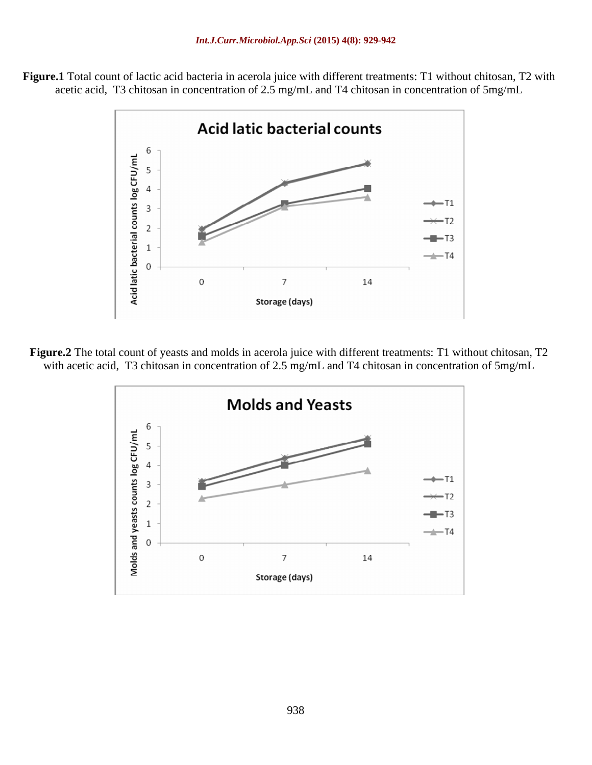**Figure.1** Total count of lactic acid bacteria in acerola juice with different treatments: T1 without chitosan, T2 with acetic acid, T3 chitosan in concentration of 2.5 mg/mL and T4 chitosan in concentration of 5mg/mL

**Figure.2** The total count of yeasts and molds in acerola juice with different treatments: T1 without chitosan, T2 with acetic acid, T3 chitosan in concentration of 2.5 mg/mL and T4 chitosan in concentration of 5mg/mL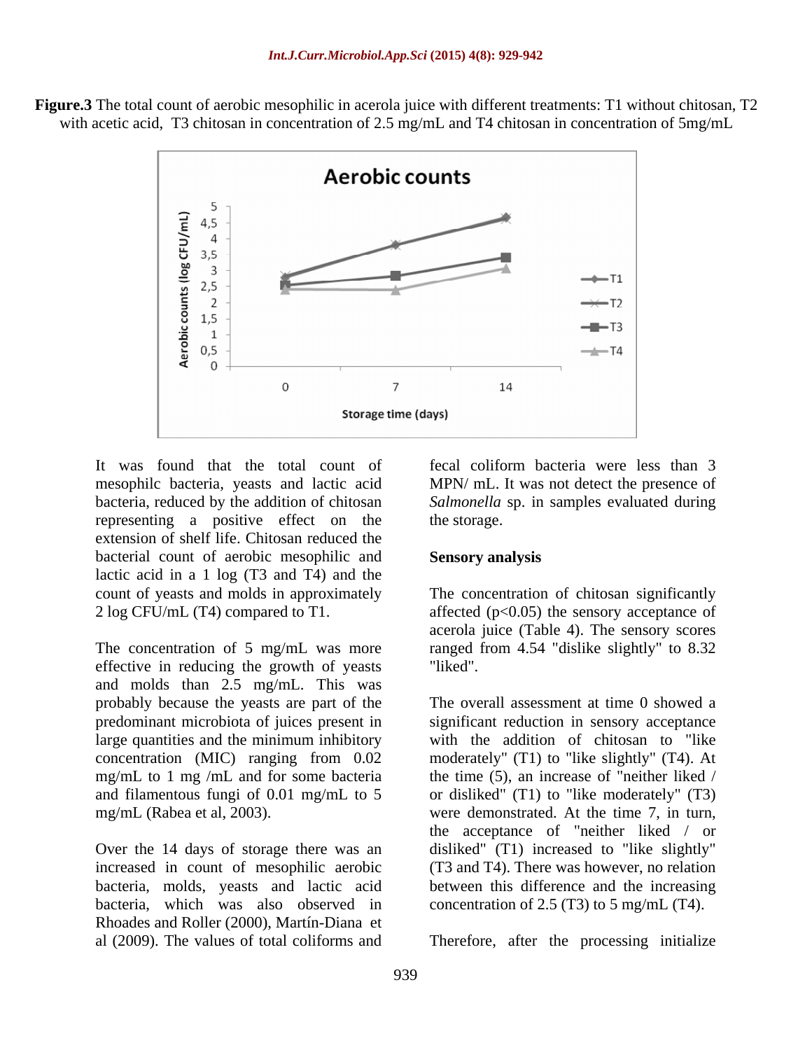**Figure.3** The total count of aerobic mesophilic in acerola juice with different treatments: T1 without chitosan, T2 with acetic acid, T3 chitosan in concentration of 2.5 mg/mL and T4 chitosan in concentration of 5mg/mL

It was found that the total count of mesophilc bacteria, yeasts and lactic acid bacteria, reduced by the addition of chitosan representing a positive effect on the extension of shelf life. Chitosan reduced the bacterial count of aerobic mesophilic and lactic acid in a 1 log (T3 and T4) and the count of yeasts and molds in approximately 2 log CFU/mL (T4) compared to T1.

The concentration of 5 mg/mL was more effective in reducing the growth of yeasts and molds than 2.5 mg/mL. This was probably because the yeasts are part of the predominant microbiota of juices present in large quantities and the minimum inhibitory concentration (MIC) ranging from 0.02 mg/mL to 1 mg /mL and for some bacteria and filamentous fungi of 0.01 mg/mL to 5 mg/mL (Rabea et al, 2003).

Over the 14 days of storage there was an increased in count of mesophilic aerobic bacteria, molds, yeasts and lactic acid bacteria, which was also observed in Rhoades and Roller (2000), Martín-Diana et al (2009). The values of total coliforms and fecal coliform bacteria were less than 3 MPN/ mL. It was not detect the presence of *Salmonella* sp. in samples evaluated during the storage.

**Sensory analysis**

The concentration of chitosan significantly affected ($p<0.05$) the sensory acceptance of acerola juice (Table 4). The sensory scores ranged from 4.54 "dislike slightly" to 8.32 "liked".

The overall assessment at time 0 showed a significant reduction in sensory acceptance with the addition of chitosan to "like moderately" (T1) to "like slightly" (T4). At the time (5), an increase of "neither liked / or disliked" (T1) to "like moderately" (T3) were demonstrated. At the time 7, in turn, the acceptance of "neither liked / or disliked" (T1) increased to "like slightly" (T3 and T4). There was however, no relation between this difference and the increasing concentration of 2.5 (T3) to 5 mg/mL (T4).

Therefore, after the processing initialize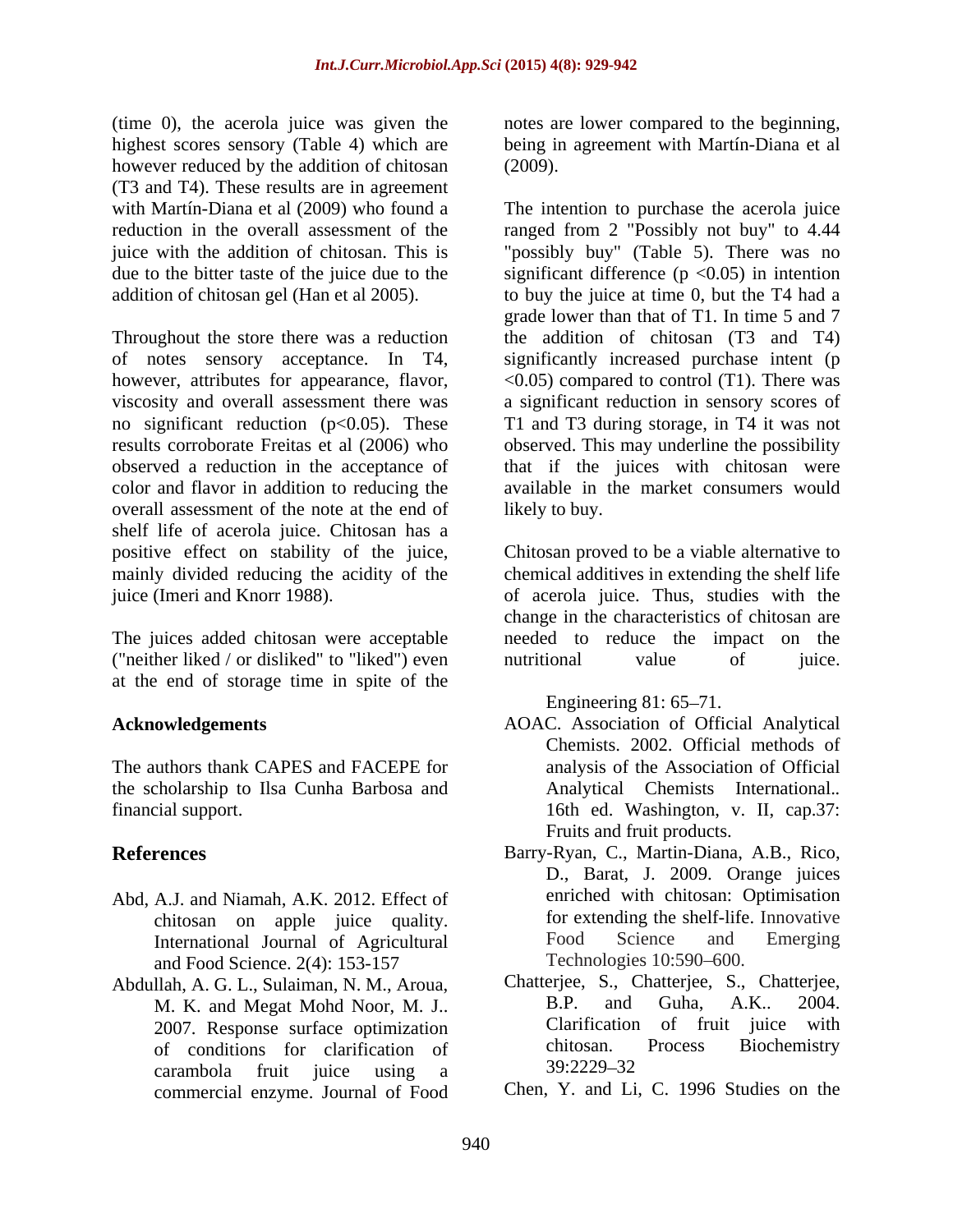(time 0), the acerola juice was given the highest scores sensory (Table 4) which are however reduced by the addition of chitosan (T3 and T4). These results are in agreement with Martín-Diana et al (2009) who found a reduction in the overall assessment of the juice with the addition of chitosan. This is due to the bitter taste of the juice due to the addition of chitosan gel (Han et al 2005).

Throughout the store there was a reduction of notes sensory acceptance. In T4, however, attributes for appearance, flavor, viscosity and overall assessment there was no significant reduction ($p<0.05$). These results corroborate Freitas et al (2006) who observed a reduction in the acceptance of color and flavor in addition to reducing the overall assessment of the note at the end of shelf life of acerola juice. Chitosan has a positive effect on stability of the juice, mainly divided reducing the acidity of the juice (Imeri and Knorr 1988).

The juices added chitosan were acceptable ("neither liked / or disliked" to "liked") even at the end of storage time in spite of the notes are lower compared to the beginning, being in agreement with Martín-Diana et al (2009).

The intention to purchase the acerola juice ranged from 2 "Possibly not buy" to 4.44 "possibly buy" (Table 5). There was no significant difference ($p <0.05$) in intention to buy the juice at time 0, but the T4 had a grade lower than that of T1. In time 5 and 7 the addition of chitosan (T3 and T4) significantly increased purchase intent ($p <0.05$) compared to control (T1). There was a significant reduction in sensory scores of T1 and T3 during storage, in T4 it was not observed. This may underline the possibility that if the juices with chitosan were available in the market consumers would likely to buy.

Chitosan proved to be a viable alternative to chemical additives in extending the shelf life of acerola juice. Thus, studies with the change in the characteristics of chitosan are needed to reduce the impact on the nutritional value of juice.

## Acknowledgements

The authors thank CAPES and FACEPE for the scholarship to Ilsa Cunha Barbosa and financial support.

## References

Abd, A.J. and Niamah, A.K. 2012. Effect of chitosan on apple juice quality. International Journal of Agricultural and Food Science. 2(4): 153-157

Abdullah, A. G. L., Sulaiman, N. M., Aroua, M. K. and Megat Mohd Noor, M. J.. 2007. Response surface optimization of conditions for clarification of carambola fruit juice using a commercial enzyme. Journal of Food Engineering 81: 65–71.

AOAC. Association of Official Analytical Chemists. 2002. Official methods of analysis of the Association of Official Analytical Chemists International.. 16th ed. Washington, v. II, cap.37: Fruits and fruit products.

Barry-Ryan, C., Martin-Diana, A.B., Rico, D., Barat, J. 2009. Orange juices enriched with chitosan: Optimisation for extending the shelf-life. Innovative Food Science and Emerging Technologies 10:590–600.

Chatterjee, S., Chatterjee, S., Chatterjee, B.P. and Guha, A.K.. 2004. Clarification of fruit juice with chitosan. Process Biochemistry 39:2229–32

Chen, Y. and Li, C. 1996 Studies on the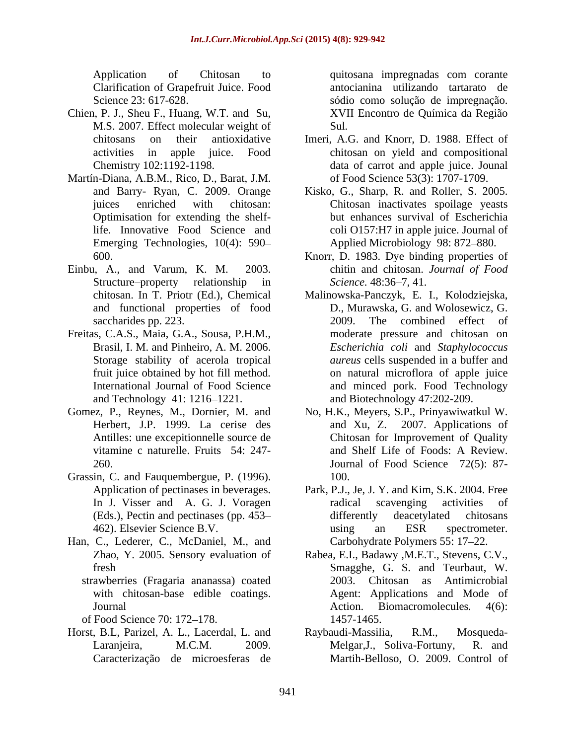Application of Chitosan to Clarification of Grapefruit Juice. Food Science 23: 617-628.

Chien, P. J., Sheu F., Huang, W.T. and Su, M.S. 2007. Effect molecular weight of chitosans on their antioxidative activities in apple juice. Food Chemistry 102:1192-1198.

Martín-Diana, A.B.M., Rico, D., Barat, J.M. and Barry- Ryan, C. 2009. Orange juices enriched with chitosan: Optimisation for extending the shelf-life. Innovative Food Science and Emerging Technologies, 10(4): 590–600.

Einbu, A., and Varum, K. M. 2003. Structure–property relationship in chitosan. In T. Priotr (Ed.), Chemical and functional properties of food saccharides pp. 223.

Freitas, C.A.S., Maia, G.A., Sousa, P.H.M., Brasil, I. M. and Pinheiro, A. M. 2006. Storage stability of acerola tropical fruit juice obtained by hot fill method. International Journal of Food Science and Technology 41: 1216–1221.

Gomez, P., Reynes, M., Dornier, M. and Herbert, J.P. 1999. La cerise des Antilles: une excepitionnelle source de vitamine c naturelle. Fruits 54: 247-260.

Grassin, C. and Fauquembergue, P. (1996). Application of pectinases in beverages. In J. Visser and A. G. J. Voragen (Eds.), Pectin and pectinases (pp. 453–462). Elsevier Science B.V.

Han, C., Lederer, C., McDaniel, M., and Zhao, Y. 2005. Sensory evaluation of fresh strawberries (Fragaria ananassa) coated with chitosan-base edible coatings. Journal of Food Science 70: 172–178.

Horst, B.L, Parizel, A. L., Lacerdal, L. and Laranjeira, M.C.M. 2009. Caracterização de microesferas de quitosana impregnadas com corante antocianina utilizando tartarato de sódio como solução de impregnação. XVII Encontro de Química da Região Sul.

Imeri, A.G. and Knorr, D. 1988. Effect of chitosan on yield and compositional data of carrot and apple juice. Jounal of Food Science 53(3): 1707-1709.

Kisko, G., Sharp, R. and Roller, S. 2005. Chitosan inactivates spoilage yeasts but enhances survival of Escherichia coli O157:H7 in apple juice. Journal of Applied Microbiology 98: 872–880.

Knorr, D. 1983. Dye binding properties of chitin and chitosan. *Journal of Food Science*. 48:36–7, 41.

Malinowska-Panczyk, E. I., Kolodziejska, D., Murawska, G. and Wolosewicz, G. 2009. The combined effect of moderate pressure and chitosan on *Escherichia coli* and *Staphylococcus aureus* cells suspended in a buffer and on natural microflora of apple juice and minced pork. Food Technology and Biotechnology 47:202-209.

No, H.K., Meyers, S.P., Prinyawiwatkul W. and Xu, Z. 2007. Applications of Chitosan for Improvement of Quality and Shelf Life of Foods: A Review. Journal of Food Science 72(5): 87-100.

Park, P.J., Je, J. Y. and Kim, S.K. 2004. Free radical scavenging activities of differently deacetylated chitosans using an ESR spectrometer. Carbohydrate Polymers 55: 17–22.

Rabea, E.I., Badawy ,M.E.T., Stevens, C.V., Smagghe, G. S. and Teurbaut, W. 2003. Chitosan as Antimicrobial Agent: Applications and Mode of Action. Biomacromolecules*.* 4(6): 1457-1465.

Raybaudi-Massilia, R.M., Mosqueda-Melgar,J., Soliva-Fortuny, R. and Martih-Belloso, O. 2009. Control of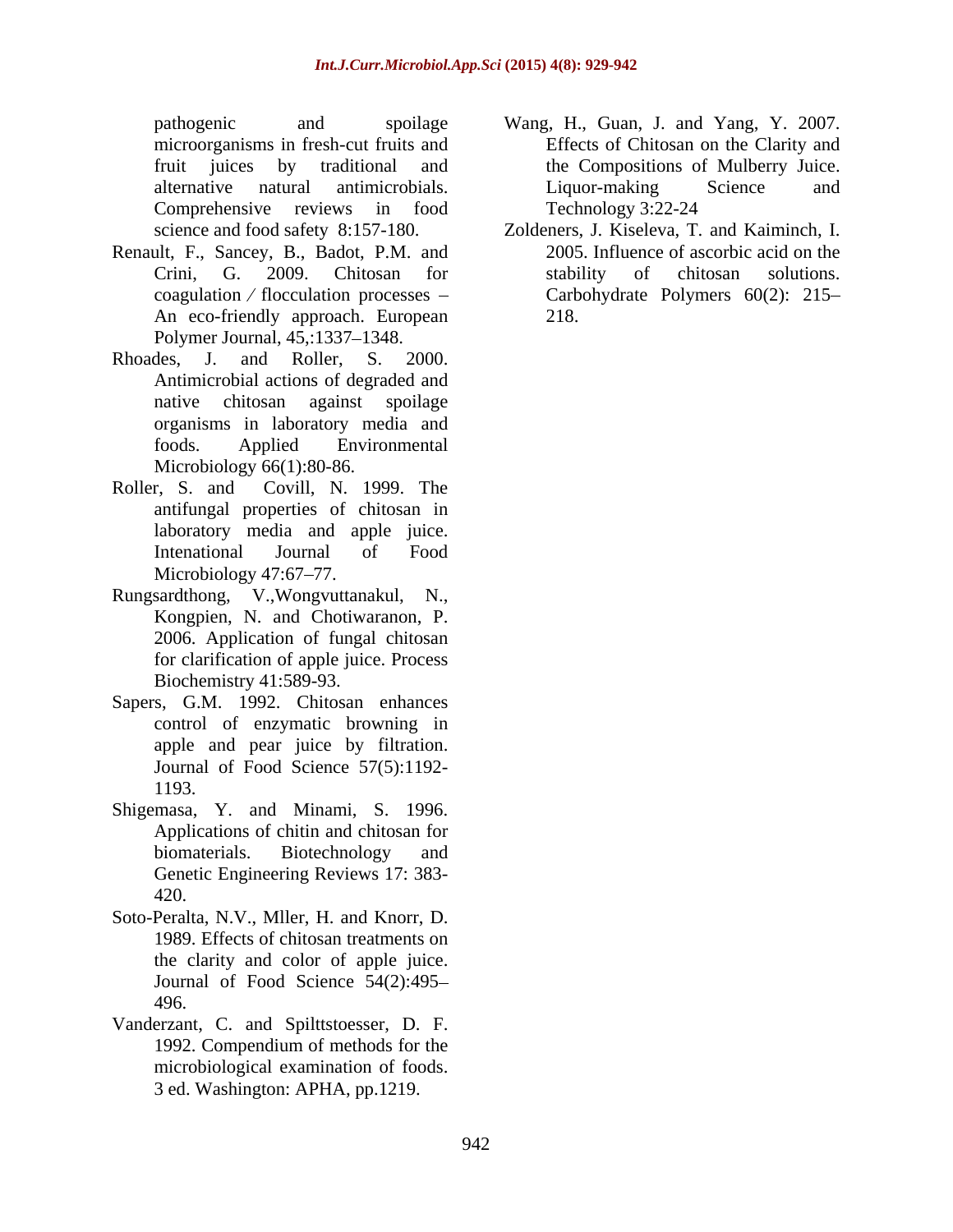pathogenic and spoilage microorganisms in fresh-cut fruits and fruit juices by traditional and alternative natural antimicrobials. Comprehensive reviews in food science and food safety 8:157-180.

Renault, F., Sancey, B., Badot, P.M. and Crini, G. 2009. Chitosan for coagulation / flocculation processes – An eco-friendly approach. European Polymer Journal, 45,:1337–1348.

Rhoades, J. and Roller, S. 2000. Antimicrobial actions of degraded and native chitosan against spoilage organisms in laboratory media and foods. Applied Environmental Microbiology 66(1):80-86.

Roller, S. and Covill, N. 1999. The antifungal properties of chitosan in laboratory media and apple juice. Intenational Journal of Food Microbiology 47:67–77.

Rungsardthong, V.,Wongvuttanakul, N., Kongpien, N. and Chotiwaranon, P. 2006. Application of fungal chitosan for clarification of apple juice. Process Biochemistry 41:589-93.

Sapers, G.M. 1992. Chitosan enhances control of enzymatic browning in apple and pear juice by filtration. Journal of Food Science 57(5):1192-1193.

Shigemasa, Y. and Minami, S. 1996. Applications of chitin and chitosan for biomaterials. Biotechnology and Genetic Engineering Reviews 17: 383-420.

Soto-Peralta, N.V., Mller, H. and Knorr, D. 1989. Effects of chitosan treatments on the clarity and color of apple juice. Journal of Food Science 54(2):495–496.

Vanderzant, C. and Spilttstoesser, D. F. 1992. Compendium of methods for the microbiological examination of foods. 3 ed. Washington: APHA, pp.1219.

Wang, H., Guan, J. and Yang, Y. 2007. Effects of Chitosan on the Clarity and the Compositions of Mulberry Juice. Liquor-making Science and Technology 3:22-24

Zoldeners, J. Kiseleva, T. and Kaiminch, I. 2005. Influence of ascorbic acid on the stability of chitosan solutions. Carbohydrate Polymers 60(2): 215–218.